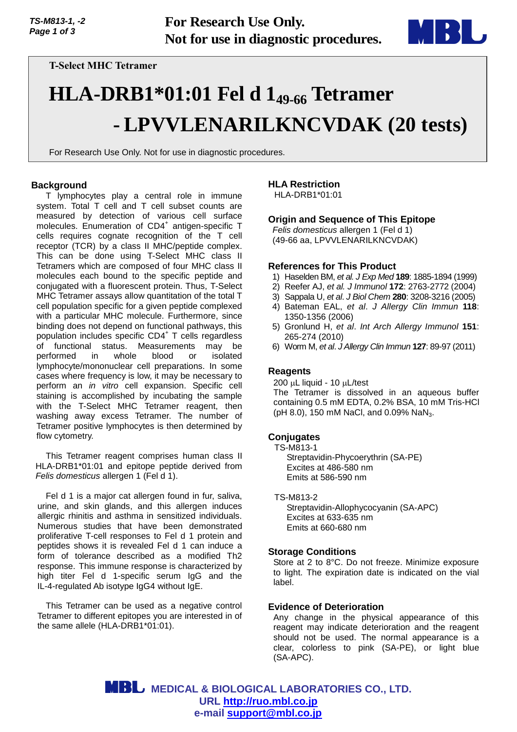For Research Use Only.
Not for use in diagnostic procedures.

**T-Select MHC Tetramer**

# HLA-DRB1*01:01 Fel d $1_{49-66}$ Tetramer - LPVVLENARILKNCVDAK (20 tests)

For Research Use Only. Not for use in diagnostic procedures.

## Background

T lymphocytes play a central role in immune system. Total T cell and T cell subset counts are measured by detection of various cell surface molecules. Enumeration of $CD4^+$ antigen-specific T cells requires cognate recognition of the T cell receptor (TCR) by a class II MHC/peptide complex. This can be done using T-Select MHC class II Tetramers which are composed of four MHC class II molecules each bound to the specific peptide and conjugated with a fluorescent protein. Thus, T-Select MHC Tetramer assays allow quantitation of the total T cell population specific for a given peptide complexed with a particular MHC molecule. Furthermore, since binding does not depend on functional pathways, this population includes specific $CD4^+$ T cells regardless of functional status. Measurements may be performed in whole blood or isolated lymphocyte/mononuclear cell preparations. In some cases where frequency is low, it may be necessary to perform an *in vitro* cell expansion. Specific cell staining is accomplished by incubating the sample with the T-Select MHC Tetramer reagent, then washing away excess Tetramer. The number of Tetramer positive lymphocytes is then determined by flow cytometry.

This Tetramer reagent comprises human class II HLA-DRB1*01:01 and epitope peptide derived from *Felis domesticus* allergen 1 (Fel d 1).

Fel d 1 is a major cat allergen found in fur, saliva, urine, and skin glands, and this allergen induces allergic rhinitis and asthma in sensitized individuals. Numerous studies that have been demonstrated proliferative T-cell responses to Fel d 1 protein and peptides shows it is revealed Fel d 1 can induce a form of tolerance described as a modified Th2 response. This immune response is characterized by high titer Fel d 1-specific serum IgG and the IL-4-regulated Ab isotype IgG4 without IgE.

This Tetramer can be used as a negative control Tetramer to different epitopes you are interested in of the same allele (HLA-DRB1*01:01).

## HLA Restriction

HLA-DRB1*01:01

## Origin and Sequence of This Epitope

*Felis domesticus* allergen 1 (Fel d 1)
(49-66 aa, LPVVLENARILKNCVDAK)

## References for This Product

1) Haselden BM, *et al. J Exp Med* **189**: 1885-1894 (1999)
2) Reefer AJ, *et al. J Immunol* **172**: 2763-2772 (2004)
3) Sappala U, *et al. J Biol Chem* **280**: 3208-3216 (2005)
4) Bateman EAL, *et al*. *J Allergy Clin Immun* **118**: 1350-1356 (2006)
5) Gronlund H, *et al*. *Int Arch Allergy Immunol* **151**: 265-274 (2010)
6) Worm M, *et al. J Allergy Clin Immun* **127**: 89-97 (2011)

## Reagents

200 μL liquid - 10 μL/test
The Tetramer is dissolved in an aqueous buffer containing 0.5 mM EDTA, 0.2% BSA, 10 mM Tris-HCl (pH 8.0), 150 mM NaCl, and 0.09% $NaN_3$.

## Conjugates

TS-M813-1
Streptavidin-Phycoerythrin (SA-PE)
Excites at 486-580 nm
Emits at 586-590 nm

TS-M813-2
Streptavidin-Allophycocyanin (SA-APC)
Excites at 633-635 nm
Emits at 660-680 nm

## Storage Conditions

Store at 2 to 8°C. Do not freeze. Minimize exposure to light. The expiration date is indicated on the vial label.

## Evidence of Deterioration

Any change in the physical appearance of this reagent may indicate deterioration and the reagent should not be used. The normal appearance is a clear, colorless to pink (SA-PE), or light blue (SA-APC).

**MEDICAL & BIOLOGICAL LABORATORIES CO., LTD.**
**URL http://ruo.mbl.co.jp**
**e-mail support@mbl.co.jp**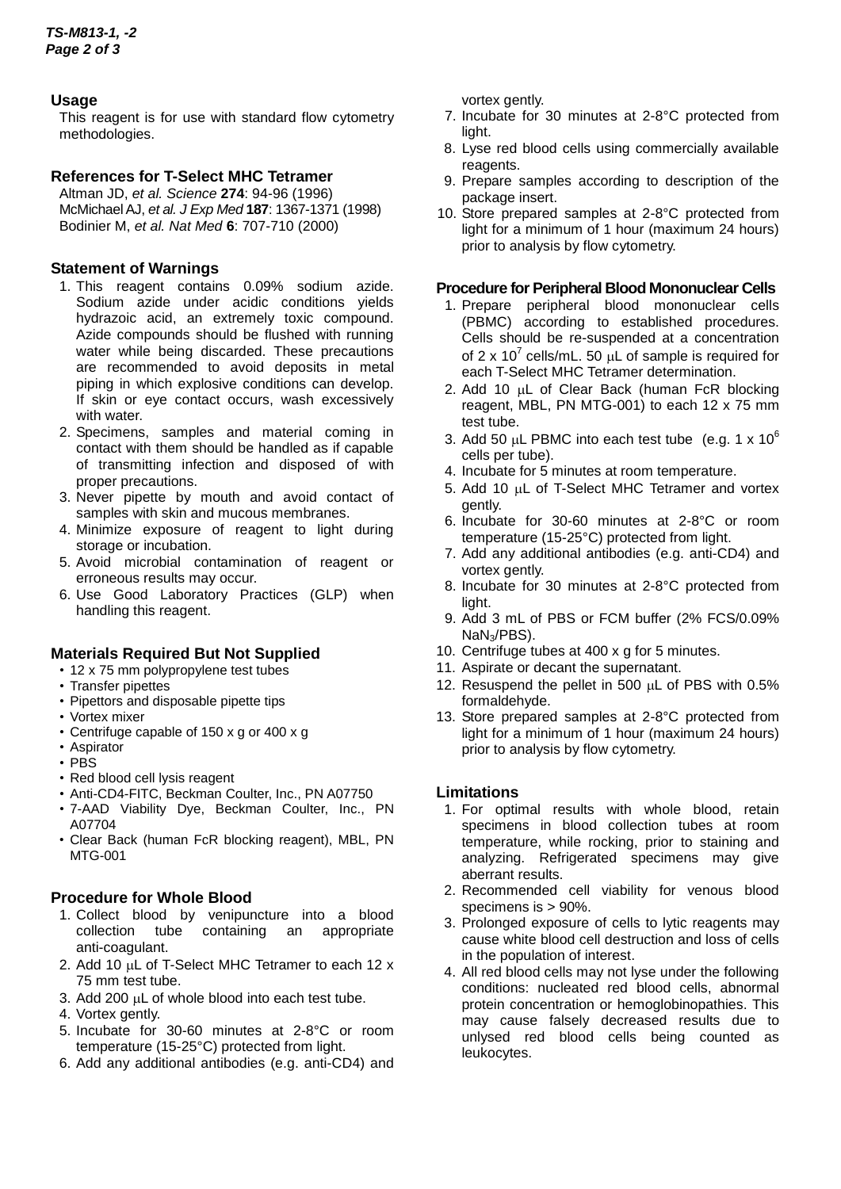## Usage

This reagent is for use with standard flow cytometry methodologies.

## References for T-Select MHC Tetramer

Altman JD, *et al. Science* **274**: 94-96 (1996)
McMichael AJ, *et al. J Exp Med* **187**: 1367-1371 (1998)
Bodinier M, *et al. Nat Med* **6**: 707-710 (2000)

## Statement of Warnings

1. This reagent contains 0.09% sodium azide. Sodium azide under acidic conditions yields hydrazoic acid, an extremely toxic compound. Azide compounds should be flushed with running water while being discarded. These precautions are recommended to avoid deposits in metal piping in which explosive conditions can develop. If skin or eye contact occurs, wash excessively with water.
2. Specimens, samples and material coming in contact with them should be handled as if capable of transmitting infection and disposed of with proper precautions.
3. Never pipette by mouth and avoid contact of samples with skin and mucous membranes.
4. Minimize exposure of reagent to light during storage or incubation.
5. Avoid microbial contamination of reagent or erroneous results may occur.
6. Use Good Laboratory Practices (GLP) when handling this reagent.

## Materials Required But Not Supplied

- 12 x 75 mm polypropylene test tubes
- Transfer pipettes
- Pipettors and disposable pipette tips
- Vortex mixer
- Centrifuge capable of 150 x g or 400 x g
- Aspirator
- PBS
- Red blood cell lysis reagent
- Anti-CD4-FITC, Beckman Coulter, Inc., PN A07750
- 7-AAD Viability Dye, Beckman Coulter, Inc., PN A07704
- Clear Back (human FcR blocking reagent), MBL, PN MTG-001

## Procedure for Whole Blood

1. Collect blood by venipuncture into a blood collection tube containing an appropriate anti-coagulant.
2. Add 10 μL of T-Select MHC Tetramer to each 12 x 75 mm test tube.
3. Add 200 μL of whole blood into each test tube.
4. Vortex gently.
5. Incubate for 30-60 minutes at 2-8°C or room temperature (15-25°C) protected from light.
6. Add any additional antibodies (e.g. anti-CD4) and vortex gently.
7. Incubate for 30 minutes at 2-8°C protected from light.
8. Lyse red blood cells using commercially available reagents.
9. Prepare samples according to description of the package insert.
10. Store prepared samples at 2-8°C protected from light for a minimum of 1 hour (maximum 24 hours) prior to analysis by flow cytometry.

## Procedure for Peripheral Blood Mononuclear Cells

1. Prepare peripheral blood mononuclear cells (PBMC) according to established procedures. Cells should be re-suspended at a concentration of 2 x $10^7$ cells/mL. 50 μL of sample is required for each T-Select MHC Tetramer determination.
2. Add 10 μL of Clear Back (human FcR blocking reagent, MBL, PN MTG-001) to each 12 x 75 mm test tube.
3. Add 50 μL PBMC into each test tube (e.g. 1 x $10^6$ cells per tube).
4. Incubate for 5 minutes at room temperature.
5. Add 10 μL of T-Select MHC Tetramer and vortex gently.
6. Incubate for 30-60 minutes at 2-8°C or room temperature (15-25°C) protected from light.
7. Add any additional antibodies (e.g. anti-CD4) and vortex gently.
8. Incubate for 30 minutes at 2-8°C protected from light.
9. Add 3 mL of PBS or FCM buffer (2% FCS/0.09% $NaN_3$/PBS).
10. Centrifuge tubes at 400 x g for 5 minutes.
11. Aspirate or decant the supernatant.
12. Resuspend the pellet in 500 μL of PBS with 0.5% formaldehyde.
13. Store prepared samples at 2-8°C protected from light for a minimum of 1 hour (maximum 24 hours) prior to analysis by flow cytometry.

## Limitations

1. For optimal results with whole blood, retain specimens in blood collection tubes at room temperature, while rocking, prior to staining and analyzing. Refrigerated specimens may give aberrant results.
2. Recommended cell viability for venous blood specimens is > 90%.
3. Prolonged exposure of cells to lytic reagents may cause white blood cell destruction and loss of cells in the population of interest.
4. All red blood cells may not lyse under the following conditions: nucleated red blood cells, abnormal protein concentration or hemoglobinopathies. This may cause falsely decreased results due to unlysed red blood cells being counted as leukocytes.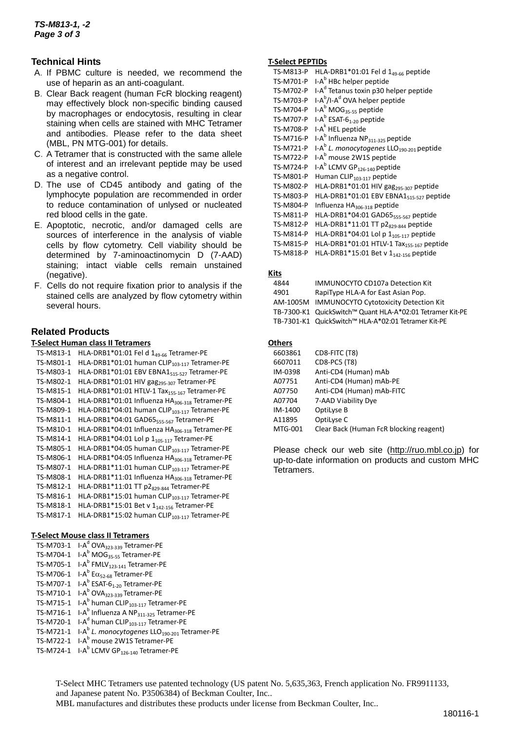## Technical Hints

A. If PBMC culture is needed, we recommend the use of heparin as an anti-coagulant.

B. Clear Back reagent (human FcR blocking reagent) may effectively block non-specific binding caused by macrophages or endocytosis, resulting in clear staining when cells are stained with MHC Tetramer and antibodies. Please refer to the data sheet (MBL, PN MTG-001) for details.

C. A Tetramer that is constructed with the same allele of interest and an irrelevant peptide may be used as a negative control.

D. The use of CD45 antibody and gating of the lymphocyte population are recommended in order to reduce contamination of unlysed or nucleated red blood cells in the gate.

E. Apoptotic, necrotic, and/or damaged cells are sources of interference in the analysis of viable cells by flow cytometry. Cell viability should be determined by 7-aminoactinomycin D (7-AAD) staining; intact viable cells remain unstained (negative).

F. Cells do not require fixation prior to analysis if the stained cells are analyzed by flow cytometry within several hours.

## Related Products

**T-Select Human class II Tetramers**

| | |
|---|---|
| TS-M813-1 | HLA-DRB1*01:01 Fel d $1_{49-66}$ Tetramer-PE |
| TS-M801-1 | HLA-DRB1*01:01 human $CLIP_{103-117}$ Tetramer-PE |
| TS-M803-1 | HLA-DRB1*01:01 EBV $EBNA1_{515-527}$ Tetramer-PE |
| TS-M802-1 | HLA-DRB1*01:01 HIV $gag_{295-307}$ Tetramer-PE |
| TS-M815-1 | HLA-DRB1*01:01 HTLV-1 $Tax_{155-167}$ Tetramer-PE |
| TS-M804-1 | HLA-DRB1*01:01 Influenza $HA_{306-318}$ Tetramer-PE |
| TS-M809-1 | HLA-DRB1*04:01 human $CLIP_{103-117}$ Tetramer-PE |
| TS-M811-1 | HLA-DRB1*04:01 $GAD65_{555-567}$ Tetramer-PE |
| TS-M810-1 | HLA-DRB1*04:01 Influenza $HA_{306-318}$ Tetramer-PE |
| TS-M814-1 | HLA-DRB1*04:01 Lol p $1_{105-117}$ Tetramer-PE |
| TS-M805-1 | HLA-DRB1*04:05 human $CLIP_{103-117}$ Tetramer-PE |
| TS-M806-1 | HLA-DRB1*04:05 Influenza $HA_{306-318}$ Tetramer-PE |
| TS-M807-1 | HLA-DRB1*11:01 human $CLIP_{103-117}$ Tetramer-PE |
| TS-M808-1 | HLA-DRB1*11:01 Influenza $HA_{306-318}$ Tetramer-PE |
| TS-M812-1 | HLA-DRB1*11:01 TT $p2_{829-844}$ Tetramer-PE |
| TS-M816-1 | HLA-DRB1*15:01 human $CLIP_{103-117}$ Tetramer-PE |
| TS-M818-1 | HLA-DRB1*15:01 Bet v $1_{142-156}$ Tetramer-PE |
| TS-M817-1 | HLA-DRB1*15:02 human $CLIP_{103-117}$ Tetramer-PE |

**T-Select Mouse class II Tetramers**

| | |
|---|---|
| TS-M703-1 | $I\text{-}A^d$ $OVA_{323-339}$ Tetramer-PE |
| TS-M704-1 | $I\text{-}A^b$ $MOG_{35-55}$ Tetramer-PE |
| TS-M705-1 | $I\text{-}A^b$ $FMLV_{123-141}$ Tetramer-PE |
| TS-M706-1 | $I\text{-}A^b$ $E\alpha_{52-68}$ Tetramer-PE |
| TS-M707-1 | $I\text{-}A^b$ ESAT-$6_{1-20}$ Tetramer-PE |
| TS-M710-1 | $I\text{-}A^b$ $OVA_{323-339}$ Tetramer-PE |
| TS-M715-1 | $I\text{-}A^b$ human $CLIP_{103-117}$ Tetramer-PE |
| TS-M716-1 | $I\text{-}A^b$ Influenza A $NP_{311-325}$ Tetramer-PE |
| TS-M720-1 | $I\text{-}A^d$ human $CLIP_{103-117}$ Tetramer-PE |
| TS-M721-1 | $I\text{-}A^b$ *L. monocytogenes* $LLO_{190-201}$ Tetramer-PE |
| TS-M722-1 | $I\text{-}A^b$ mouse 2W1S Tetramer-PE |
| TS-M724-1 | $I\text{-}A^b$ LCMV $GP_{126-140}$ Tetramer-PE |

**T-Select PEPTIDs**

| | |
|---|---|
| TS-M813-P | HLA-DRB1*01:01 Fel d $1_{49-66}$ peptide |
| TS-M701-P | $I\text{-}A^b$ HBc helper peptide |
| TS-M702-P | $I\text{-}A^d$ Tetanus toxin p30 helper peptide |
| TS-M703-P | $I\text{-}A^b$/$I\text{-}A^d$ OVA helper peptide |
| TS-M704-P | $I\text{-}A^b$ $MOG_{35-55}$ peptide |
| TS-M707-P | $I\text{-}A^b$ ESAT-$6_{1-20}$ peptide |
| TS-M708-P | $I\text{-}A^k$ HEL peptide |
| TS-M716-P | $I\text{-}A^b$ Influenza $NP_{311-325}$ peptide |
| TS-M721-P | $I\text{-}A^b$ *L. monocytogenes* $LLO_{190-201}$ peptide |
| TS-M722-P | $I\text{-}A^b$ mouse 2W1S peptide |
| TS-M724-P | $I\text{-}A^b$ LCMV $GP_{126-140}$ peptide |
| TS-M801-P | Human $CLIP_{103-117}$ peptide |
| TS-M802-P | HLA-DRB1*01:01 HIV $gag_{295-307}$ peptide |
| TS-M803-P | HLA-DRB1*01:01 EBV $EBNA1_{515-527}$ peptide |
| TS-M804-P | Influenza $HA_{306-318}$ peptide |
| TS-M811-P | HLA-DRB1*04:01 $GAD65_{555-567}$ peptide |
| TS-M812-P | HLA-DRB1*11:01 TT $p2_{829-844}$ peptide |
| TS-M814-P | HLA-DRB1*04:01 Lol p $1_{105-117}$ peptide |
| TS-M815-P | HLA-DRB1*01:01 HTLV-1 $Tax_{155-167}$ peptide |
| TS-M818-P | HLA-DRB1*15:01 Bet v $1_{142-156}$ peptide |

**Kits**

| | |
|---|---|
| 4844 | IMMUNOCYTO CD107a Detection Kit |
| 4901 | RapiType HLA-A for East Asian Pop. |
| AM-1005M | IMMUNOCYTO Cytotoxicity Detection Kit |
| TB-7300-K1 | QuickSwitch™ Quant HLA-A*02:01 Tetramer Kit-PE |
| TB-7301-K1 | QuickSwitch™ HLA-A*02:01 Tetramer Kit-PE |

**Others**

| | |
|---|---|
| 6603861 | CD8-FITC (T8) |
| 6607011 | CD8-PC5 (T8) |
| IM-0398 | Anti-CD4 (Human) mAb |
| A07751 | Anti-CD4 (Human) mAb-PE |
| A07750 | Anti-CD4 (Human) mAb-FITC |
| A07704 | 7-AAD Viability Dye |
| IM-1400 | OptiLyse B |
| A11895 | OptiLyse C |
| MTG-001 | Clear Back (Human FcR blocking reagent) |

Please check our web site (http://ruo.mbl.co.jp) for up-to-date information on products and custom MHC Tetramers.

T-Select MHC Tetramers use patented technology (US patent No. 5,635,363, French application No. FR9911133, and Japanese patent No. P3506384) of Beckman Coulter, Inc..
MBL manufactures and distributes these products under license from Beckman Coulter, Inc..

180116-1